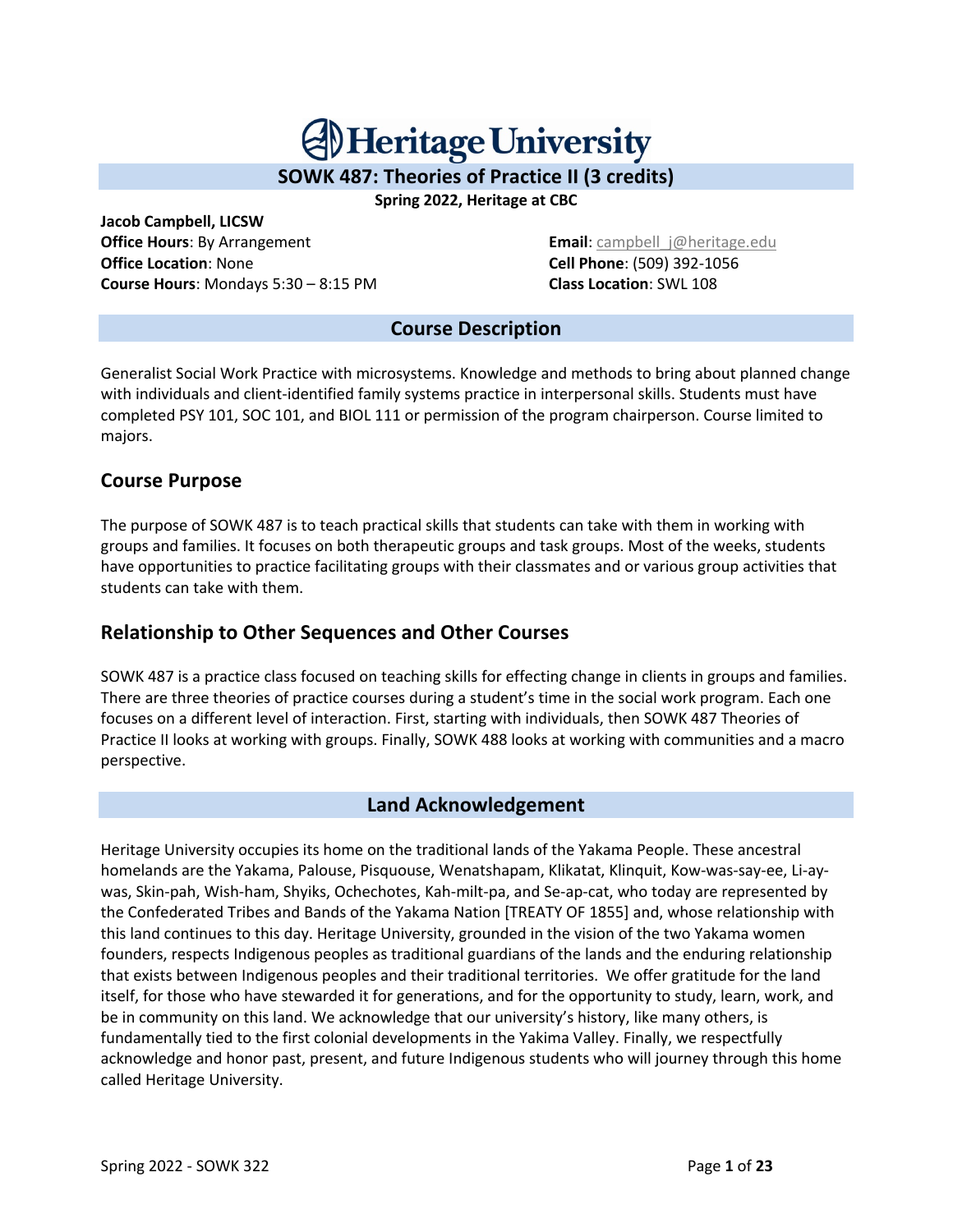# Heritage University

## SOWK 487: Theories of Practice II (3 credits)

**Spring 2022, Heritage at CBC**

**Jacob Campbell, LICSW**
**Office Hours**: By Arrangement
**Office Location**: None
**Course Hours**: Mondays 5:30 – 8:15 PM
**Email**: campbell_j@heritage.edu
**Cell Phone**: (509) 392-1056
**Class Location**: SWL 108

## Course Description

Generalist Social Work Practice with microsystems. Knowledge and methods to bring about planned change with individuals and client-identified family systems practice in interpersonal skills. Students must have completed PSY 101, SOC 101, and BIOL 111 or permission of the program chairperson. Course limited to majors.

### Course Purpose

The purpose of SOWK 487 is to teach practical skills that students can take with them in working with groups and families. It focuses on both therapeutic groups and task groups. Most of the weeks, students have opportunities to practice facilitating groups with their classmates and or various group activities that students can take with them.

### Relationship to Other Sequences and Other Courses

SOWK 487 is a practice class focused on teaching skills for effecting change in clients in groups and families. There are three theories of practice courses during a student's time in the social work program. Each one focuses on a different level of interaction. First, starting with individuals, then SOWK 487 Theories of Practice II looks at working with groups. Finally, SOWK 488 looks at working with communities and a macro perspective.

## Land Acknowledgement

Heritage University occupies its home on the traditional lands of the Yakama People. These ancestral homelands are the Yakama, Palouse, Pisquouse, Wenatshapam, Klikatat, Klinquit, Kow-was-say-ee, Li-ay-was, Skin-pah, Wish-ham, Shyiks, Ochechotes, Kah-milt-pa, and Se-ap-cat, who today are represented by the Confederated Tribes and Bands of the Yakama Nation [TREATY OF 1855] and, whose relationship with this land continues to this day. Heritage University, grounded in the vision of the two Yakama women founders, respects Indigenous peoples as traditional guardians of the lands and the enduring relationship that exists between Indigenous peoples and their traditional territories. We offer gratitude for the land itself, for those who have stewarded it for generations, and for the opportunity to study, learn, work, and be in community on this land. We acknowledge that our university's history, like many others, is fundamentally tied to the first colonial developments in the Yakima Valley. Finally, we respectfully acknowledge and honor past, present, and future Indigenous students who will journey through this home called Heritage University.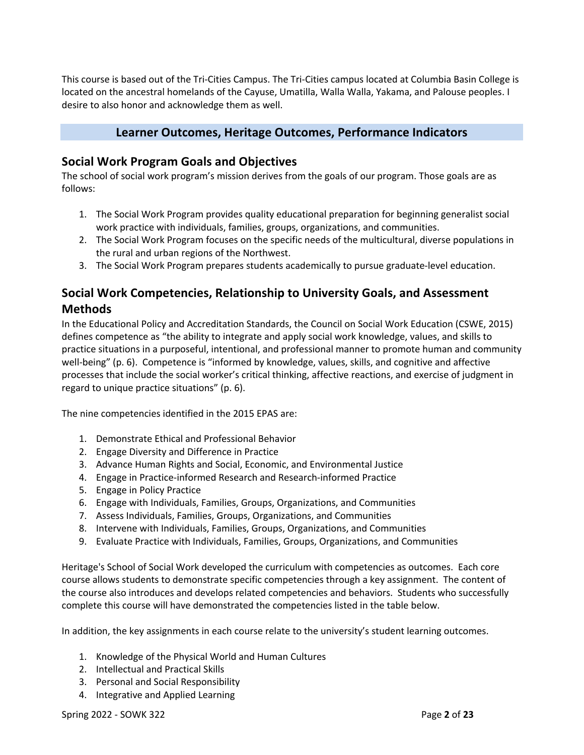This course is based out of the Tri-Cities Campus. The Tri-Cities campus located at Columbia Basin College is located on the ancestral homelands of the Cayuse, Umatilla, Walla Walla, Yakama, and Palouse peoples. I desire to also honor and acknowledge them as well.

## Learner Outcomes, Heritage Outcomes, Performance Indicators

### Social Work Program Goals and Objectives

The school of social work program's mission derives from the goals of our program. Those goals are as follows:

1. The Social Work Program provides quality educational preparation for beginning generalist social work practice with individuals, families, groups, organizations, and communities.
2. The Social Work Program focuses on the specific needs of the multicultural, diverse populations in the rural and urban regions of the Northwest.
3. The Social Work Program prepares students academically to pursue graduate-level education.

### Social Work Competencies, Relationship to University Goals, and Assessment Methods

In the Educational Policy and Accreditation Standards, the Council on Social Work Education (CSWE, 2015) defines competence as "the ability to integrate and apply social work knowledge, values, and skills to practice situations in a purposeful, intentional, and professional manner to promote human and community well-being" (p. 6). Competence is "informed by knowledge, values, skills, and cognitive and affective processes that include the social worker's critical thinking, affective reactions, and exercise of judgment in regard to unique practice situations" (p. 6).

The nine competencies identified in the 2015 EPAS are:

1. Demonstrate Ethical and Professional Behavior
2. Engage Diversity and Difference in Practice
3. Advance Human Rights and Social, Economic, and Environmental Justice
4. Engage in Practice-informed Research and Research-informed Practice
5. Engage in Policy Practice
6. Engage with Individuals, Families, Groups, Organizations, and Communities
7. Assess Individuals, Families, Groups, Organizations, and Communities
8. Intervene with Individuals, Families, Groups, Organizations, and Communities
9. Evaluate Practice with Individuals, Families, Groups, Organizations, and Communities

Heritage's School of Social Work developed the curriculum with competencies as outcomes. Each core course allows students to demonstrate specific competencies through a key assignment. The content of the course also introduces and develops related competencies and behaviors. Students who successfully complete this course will have demonstrated the competencies listed in the table below.

In addition, the key assignments in each course relate to the university's student learning outcomes.

1. Knowledge of the Physical World and Human Cultures
2. Intellectual and Practical Skills
3. Personal and Social Responsibility
4. Integrative and Applied Learning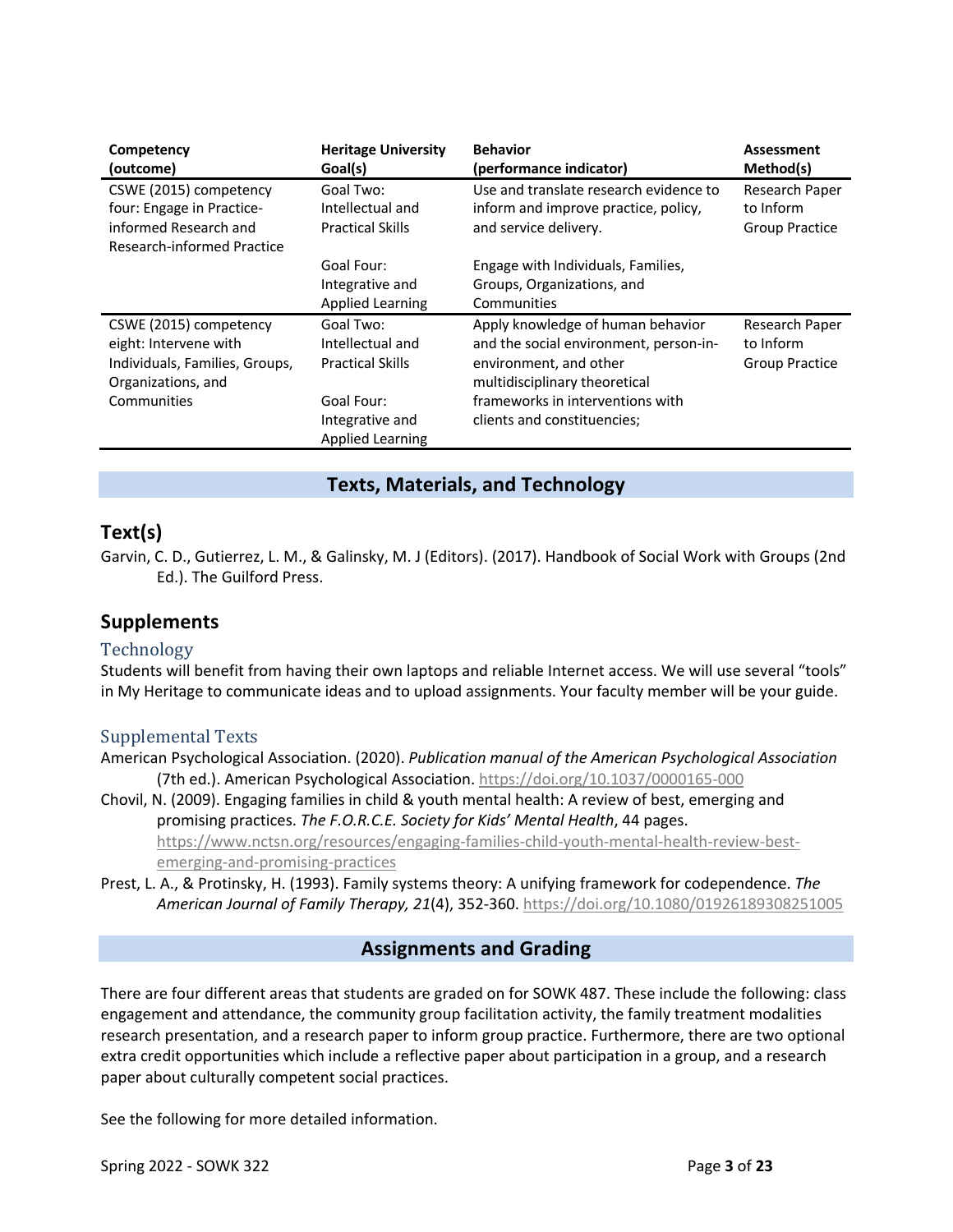| Competency (outcome) | Heritage University Goal(s) | Behavior (performance indicator) | Assessment Method(s) |
|---|---|---|---|
| CSWE (2015) competency four: Engage in Practice-informed Research and Research-informed Practice | Goal Two: Intellectual and Practical Skills | Use and translate research evidence to inform and improve practice, policy, and service delivery. | Research Paper to Inform Group Practice |
| | Goal Four: Integrative and Applied Learning | Engage with Individuals, Families, Groups, Organizations, and Communities | |
| CSWE (2015) competency eight: Intervene with Individuals, Families, Groups, Organizations, and Communities | Goal Two: Intellectual and Practical Skills<br><br>Goal Four: Integrative and Applied Learning | Apply knowledge of human behavior and the social environment, person-in-environment, and other multidisciplinary theoretical frameworks in interventions with clients and constituencies; | Research Paper to Inform Group Practice |

## Texts, Materials, and Technology

## Text(s)

Garvin, C. D., Gutierrez, L. M., & Galinsky, M. J (Editors). (2017). Handbook of Social Work with Groups (2nd Ed.). The Guilford Press.

## Supplements

### Technology

Students will benefit from having their own laptops and reliable Internet access. We will use several "tools" in My Heritage to communicate ideas and to upload assignments. Your faculty member will be your guide.

### Supplemental Texts

American Psychological Association. (2020). *Publication manual of the American Psychological Association* (7th ed.). American Psychological Association. https://doi.org/10.1037/0000165-000

Chovil, N. (2009). Engaging families in child & youth mental health: A review of best, emerging and promising practices. *The F.O.R.C.E. Society for Kids' Mental Health*, 44 pages. https://www.nctsn.org/resources/engaging-families-child-youth-mental-health-review-best-emerging-and-promising-practices

Prest, L. A., & Protinsky, H. (1993). Family systems theory: A unifying framework for codependence. *The American Journal of Family Therapy, 21*(4), 352-360. https://doi.org/10.1080/01926189308251005

## Assignments and Grading

There are four different areas that students are graded on for SOWK 487. These include the following: class engagement and attendance, the community group facilitation activity, the family treatment modalities research presentation, and a research paper to inform group practice. Furthermore, there are two optional extra credit opportunities which include a reflective paper about participation in a group, and a research paper about culturally competent social practices.

See the following for more detailed information.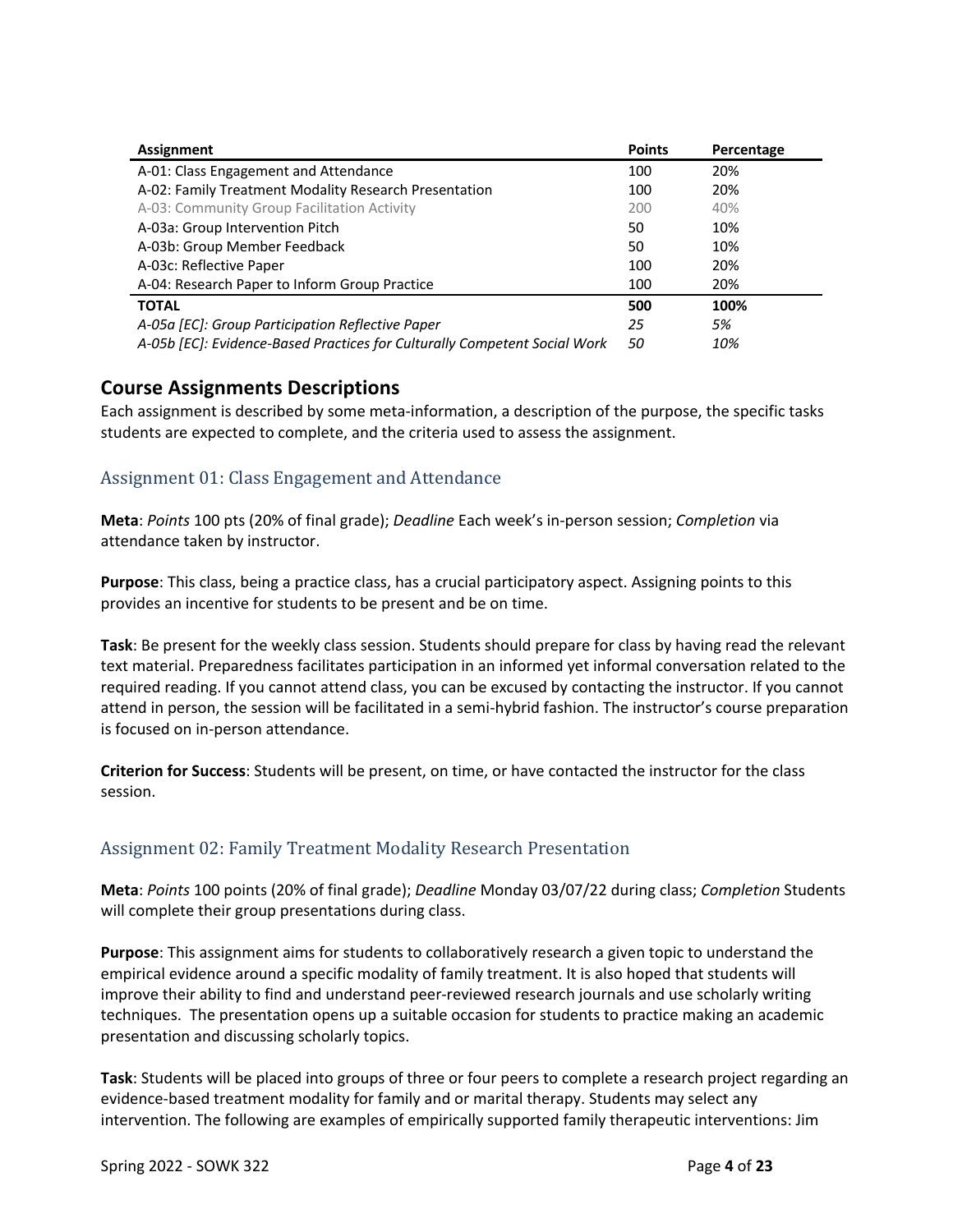| Assignment | Points | Percentage |
|---|---|---|
| A-01: Class Engagement and Attendance | 100 | 20% |
| A-02: Family Treatment Modality Research Presentation | 100 | 20% |
| A-03: Community Group Facilitation Activity | 200 | 40% |
| A-03a: Group Intervention Pitch | 50 | 10% |
| A-03b: Group Member Feedback | 50 | 10% |
| A-03c: Reflective Paper | 100 | 20% |
| A-04: Research Paper to Inform Group Practice | 100 | 20% |
| **TOTAL** | **500** | **100%** |
| *A-05a [EC]: Group Participation Reflective Paper* | *25* | *5%* |
| *A-05b [EC]: Evidence-Based Practices for Culturally Competent Social Work* | *50* | *10%* |

## Course Assignments Descriptions

Each assignment is described by some meta-information, a description of the purpose, the specific tasks students are expected to complete, and the criteria used to assess the assignment.

### Assignment 01: Class Engagement and Attendance

**Meta**: *Points* 100 pts (20% of final grade); *Deadline* Each week's in-person session; *Completion* via attendance taken by instructor.

**Purpose**: This class, being a practice class, has a crucial participatory aspect. Assigning points to this provides an incentive for students to be present and be on time.

**Task**: Be present for the weekly class session. Students should prepare for class by having read the relevant text material. Preparedness facilitates participation in an informed yet informal conversation related to the required reading. If you cannot attend class, you can be excused by contacting the instructor. If you cannot attend in person, the session will be facilitated in a semi-hybrid fashion. The instructor's course preparation is focused on in-person attendance.

**Criterion for Success**: Students will be present, on time, or have contacted the instructor for the class session.

### Assignment 02: Family Treatment Modality Research Presentation

**Meta**: *Points* 100 points (20% of final grade); *Deadline* Monday 03/07/22 during class; *Completion* Students will complete their group presentations during class.

**Purpose**: This assignment aims for students to collaboratively research a given topic to understand the empirical evidence around a specific modality of family treatment. It is also hoped that students will improve their ability to find and understand peer-reviewed research journals and use scholarly writing techniques. The presentation opens up a suitable occasion for students to practice making an academic presentation and discussing scholarly topics.

**Task**: Students will be placed into groups of three or four peers to complete a research project regarding an evidence-based treatment modality for family and or marital therapy. Students may select any intervention. The following are examples of empirically supported family therapeutic interventions: Jim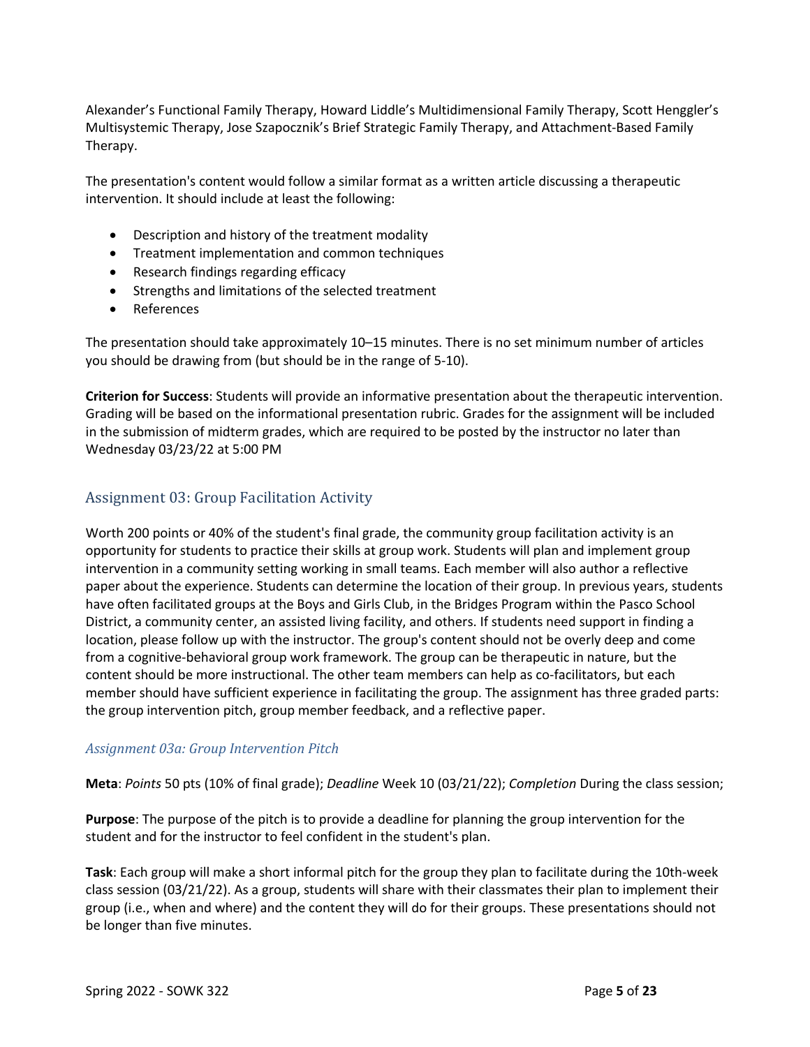Alexander's Functional Family Therapy, Howard Liddle's Multidimensional Family Therapy, Scott Henggler's Multisystemic Therapy, Jose Szapocznik's Brief Strategic Family Therapy, and Attachment-Based Family Therapy.

The presentation's content would follow a similar format as a written article discussing a therapeutic intervention. It should include at least the following:

- Description and history of the treatment modality
- Treatment implementation and common techniques
- Research findings regarding efficacy
- Strengths and limitations of the selected treatment
- References

The presentation should take approximately 10–15 minutes. There is no set minimum number of articles you should be drawing from (but should be in the range of 5-10).

**Criterion for Success**: Students will provide an informative presentation about the therapeutic intervention. Grading will be based on the informational presentation rubric. Grades for the assignment will be included in the submission of midterm grades, which are required to be posted by the instructor no later than Wednesday 03/23/22 at 5:00 PM

## Assignment 03: Group Facilitation Activity

Worth 200 points or 40% of the student's final grade, the community group facilitation activity is an opportunity for students to practice their skills at group work. Students will plan and implement group intervention in a community setting working in small teams. Each member will also author a reflective paper about the experience. Students can determine the location of their group. In previous years, students have often facilitated groups at the Boys and Girls Club, in the Bridges Program within the Pasco School District, a community center, an assisted living facility, and others. If students need support in finding a location, please follow up with the instructor. The group's content should not be overly deep and come from a cognitive-behavioral group work framework. The group can be therapeutic in nature, but the content should be more instructional. The other team members can help as co-facilitators, but each member should have sufficient experience in facilitating the group. The assignment has three graded parts: the group intervention pitch, group member feedback, and a reflective paper.

### *Assignment 03a: Group Intervention Pitch*

**Meta**: *Points* 50 pts (10% of final grade); *Deadline* Week 10 (03/21/22); *Completion* During the class session;

**Purpose**: The purpose of the pitch is to provide a deadline for planning the group intervention for the student and for the instructor to feel confident in the student's plan.

**Task**: Each group will make a short informal pitch for the group they plan to facilitate during the 10th-week class session (03/21/22). As a group, students will share with their classmates their plan to implement their group (i.e., when and where) and the content they will do for their groups. These presentations should not be longer than five minutes.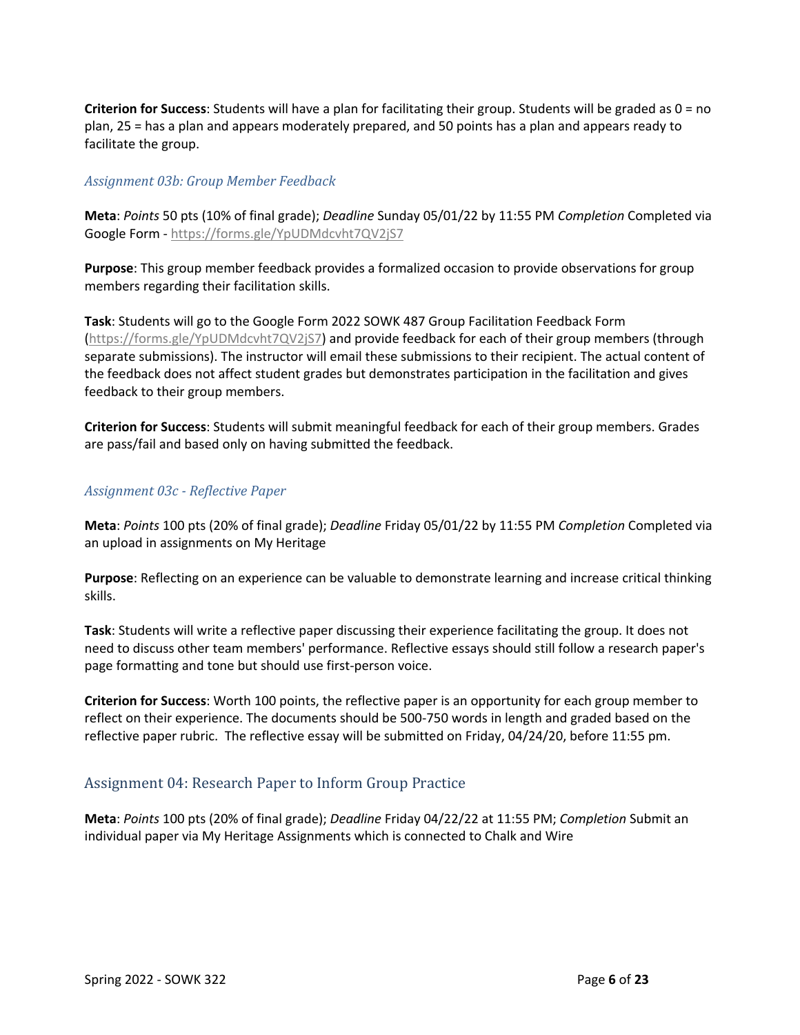**Criterion for Success**: Students will have a plan for facilitating their group. Students will be graded as 0 = no plan, 25 = has a plan and appears moderately prepared, and 50 points has a plan and appears ready to facilitate the group.

### *Assignment 03b: Group Member Feedback*

**Meta**: *Points* 50 pts (10% of final grade); *Deadline* Sunday 05/01/22 by 11:55 PM *Completion* Completed via Google Form - https://forms.gle/YpUDMdcvht7QV2jS7

**Purpose**: This group member feedback provides a formalized occasion to provide observations for group members regarding their facilitation skills.

**Task**: Students will go to the Google Form 2022 SOWK 487 Group Facilitation Feedback Form (https://forms.gle/YpUDMdcvht7QV2jS7) and provide feedback for each of their group members (through separate submissions). The instructor will email these submissions to their recipient. The actual content of the feedback does not affect student grades but demonstrates participation in the facilitation and gives feedback to their group members.

**Criterion for Success**: Students will submit meaningful feedback for each of their group members. Grades are pass/fail and based only on having submitted the feedback.

### *Assignment 03c - Reflective Paper*

**Meta**: *Points* 100 pts (20% of final grade); *Deadline* Friday 05/01/22 by 11:55 PM *Completion* Completed via an upload in assignments on My Heritage

**Purpose**: Reflecting on an experience can be valuable to demonstrate learning and increase critical thinking skills.

**Task**: Students will write a reflective paper discussing their experience facilitating the group. It does not need to discuss other team members' performance. Reflective essays should still follow a research paper's page formatting and tone but should use first-person voice.

**Criterion for Success**: Worth 100 points, the reflective paper is an opportunity for each group member to reflect on their experience. The documents should be 500-750 words in length and graded based on the reflective paper rubric. The reflective essay will be submitted on Friday, 04/24/20, before 11:55 pm.

## Assignment 04: Research Paper to Inform Group Practice

**Meta**: *Points* 100 pts (20% of final grade); *Deadline* Friday 04/22/22 at 11:55 PM; *Completion* Submit an individual paper via My Heritage Assignments which is connected to Chalk and Wire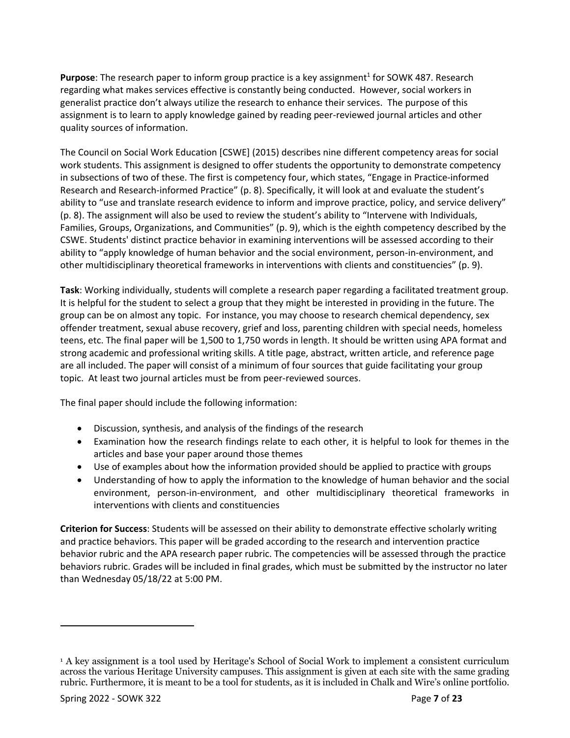**Purpose**: The research paper to inform group practice is a key assignment[1] for SOWK 487. Research regarding what makes services effective is constantly being conducted. However, social workers in generalist practice don't always utilize the research to enhance their services. The purpose of this assignment is to learn to apply knowledge gained by reading peer-reviewed journal articles and other quality sources of information.

The Council on Social Work Education [CSWE] (2015) describes nine different competency areas for social work students. This assignment is designed to offer students the opportunity to demonstrate competency in subsections of two of these. The first is competency four, which states, "Engage in Practice-informed Research and Research-informed Practice" (p. 8). Specifically, it will look at and evaluate the student's ability to "use and translate research evidence to inform and improve practice, policy, and service delivery" (p. 8). The assignment will also be used to review the student's ability to "Intervene with Individuals, Families, Groups, Organizations, and Communities" (p. 9), which is the eighth competency described by the CSWE. Students' distinct practice behavior in examining interventions will be assessed according to their ability to "apply knowledge of human behavior and the social environment, person-in-environment, and other multidisciplinary theoretical frameworks in interventions with clients and constituencies" (p. 9).

**Task**: Working individually, students will complete a research paper regarding a facilitated treatment group. It is helpful for the student to select a group that they might be interested in providing in the future. The group can be on almost any topic. For instance, you may choose to research chemical dependency, sex offender treatment, sexual abuse recovery, grief and loss, parenting children with special needs, homeless teens, etc. The final paper will be 1,500 to 1,750 words in length. It should be written using APA format and strong academic and professional writing skills. A title page, abstract, written article, and reference page are all included. The paper will consist of a minimum of four sources that guide facilitating your group topic. At least two journal articles must be from peer-reviewed sources.

The final paper should include the following information:

- Discussion, synthesis, and analysis of the findings of the research
- Examination how the research findings relate to each other, it is helpful to look for themes in the articles and base your paper around those themes
- Use of examples about how the information provided should be applied to practice with groups
- Understanding of how to apply the information to the knowledge of human behavior and the social environment, person-in-environment, and other multidisciplinary theoretical frameworks in interventions with clients and constituencies

**Criterion for Success**: Students will be assessed on their ability to demonstrate effective scholarly writing and practice behaviors. This paper will be graded according to the research and intervention practice behavior rubric and the APA research paper rubric. The competencies will be assessed through the practice behaviors rubric. Grades will be included in final grades, which must be submitted by the instructor no later than Wednesday 05/18/22 at 5:00 PM.

---

[1] A key assignment is a tool used by Heritage's School of Social Work to implement a consistent curriculum across the various Heritage University campuses. This assignment is given at each site with the same grading rubric. Furthermore, it is meant to be a tool for students, as it is included in Chalk and Wire's online portfolio.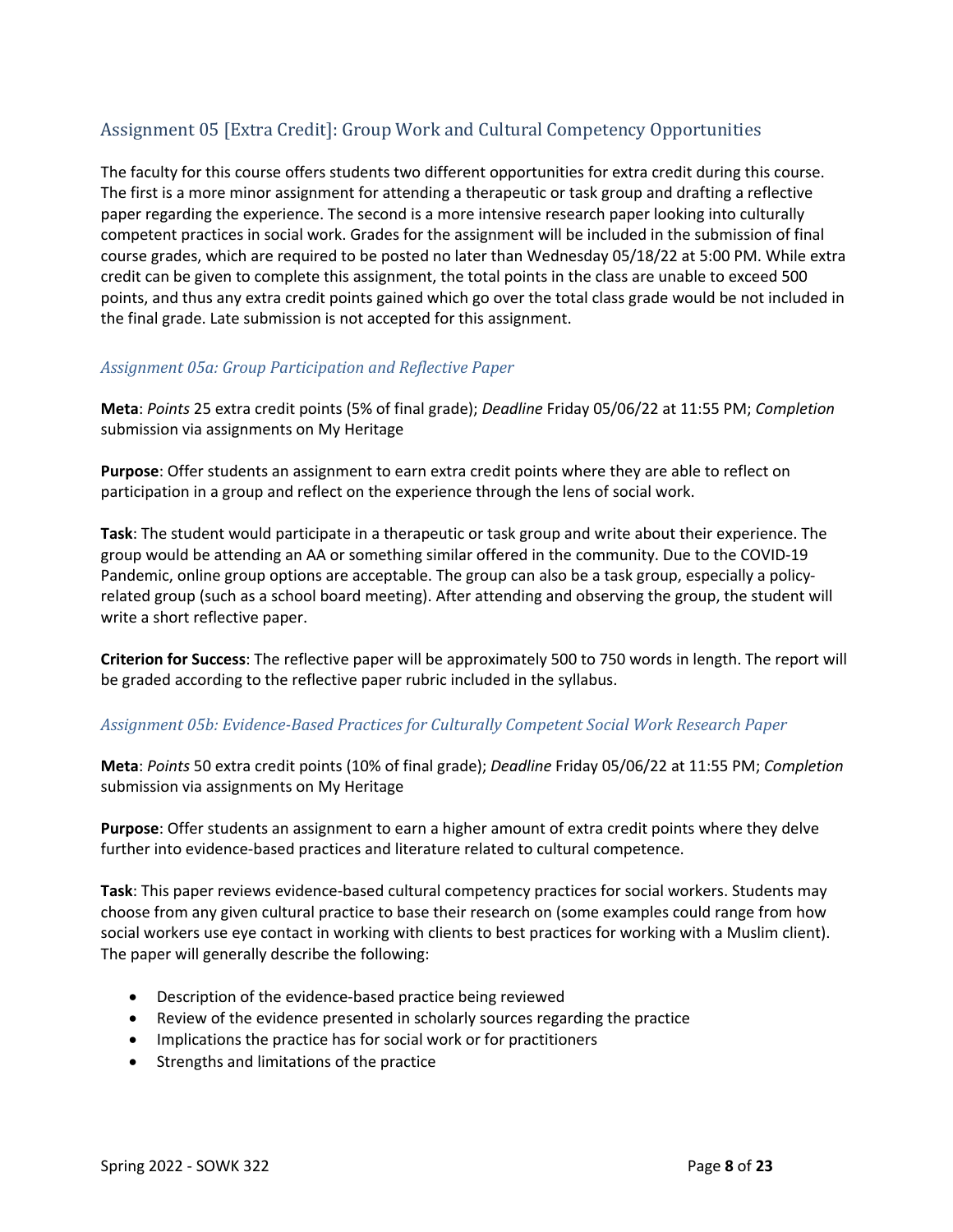## Assignment 05 [Extra Credit]: Group Work and Cultural Competency Opportunities

The faculty for this course offers students two different opportunities for extra credit during this course. The first is a more minor assignment for attending a therapeutic or task group and drafting a reflective paper regarding the experience. The second is a more intensive research paper looking into culturally competent practices in social work. Grades for the assignment will be included in the submission of final course grades, which are required to be posted no later than Wednesday 05/18/22 at 5:00 PM. While extra credit can be given to complete this assignment, the total points in the class are unable to exceed 500 points, and thus any extra credit points gained which go over the total class grade would be not included in the final grade. Late submission is not accepted for this assignment.

### *Assignment 05a: Group Participation and Reflective Paper*

**Meta**: *Points* 25 extra credit points (5% of final grade); *Deadline* Friday 05/06/22 at 11:55 PM; *Completion* submission via assignments on My Heritage

**Purpose**: Offer students an assignment to earn extra credit points where they are able to reflect on participation in a group and reflect on the experience through the lens of social work.

**Task**: The student would participate in a therapeutic or task group and write about their experience. The group would be attending an AA or something similar offered in the community. Due to the COVID-19 Pandemic, online group options are acceptable. The group can also be a task group, especially a policy-related group (such as a school board meeting). After attending and observing the group, the student will write a short reflective paper.

**Criterion for Success**: The reflective paper will be approximately 500 to 750 words in length. The report will be graded according to the reflective paper rubric included in the syllabus.

### *Assignment 05b: Evidence-Based Practices for Culturally Competent Social Work Research Paper*

**Meta**: *Points* 50 extra credit points (10% of final grade); *Deadline* Friday 05/06/22 at 11:55 PM; *Completion* submission via assignments on My Heritage

**Purpose**: Offer students an assignment to earn a higher amount of extra credit points where they delve further into evidence-based practices and literature related to cultural competence.

**Task**: This paper reviews evidence-based cultural competency practices for social workers. Students may choose from any given cultural practice to base their research on (some examples could range from how social workers use eye contact in working with clients to best practices for working with a Muslim client). The paper will generally describe the following:

- Description of the evidence-based practice being reviewed
- Review of the evidence presented in scholarly sources regarding the practice
- Implications the practice has for social work or for practitioners
- Strengths and limitations of the practice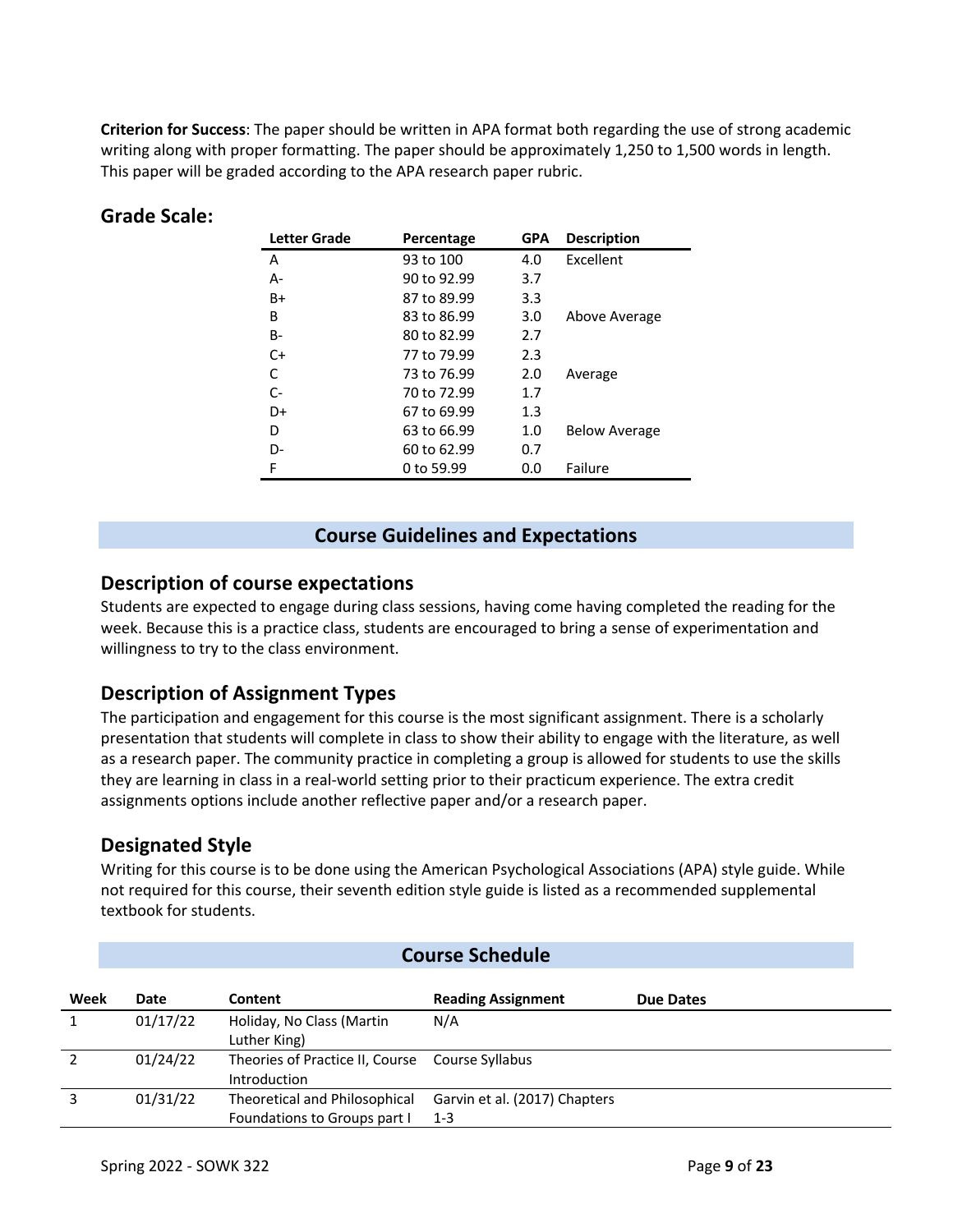**Criterion for Success**: The paper should be written in APA format both regarding the use of strong academic writing along with proper formatting. The paper should be approximately 1,250 to 1,500 words in length. This paper will be graded according to the APA research paper rubric.

## Grade Scale:

| Letter Grade | Percentage | GPA | Description |
|---|---|---|---|
| A | 93 to 100 | 4.0 | Excellent |
| A- | 90 to 92.99 | 3.7 | |
| B+ | 87 to 89.99 | 3.3 | |
| B | 83 to 86.99 | 3.0 | Above Average |
| B- | 80 to 82.99 | 2.7 | |
| C+ | 77 to 79.99 | 2.3 | |
| C | 73 to 76.99 | 2.0 | Average |
| C- | 70 to 72.99 | 1.7 | |
| D+ | 67 to 69.99 | 1.3 | |
| D | 63 to 66.99 | 1.0 | Below Average |
| D- | 60 to 62.99 | 0.7 | |
| F | 0 to 59.99 | 0.0 | Failure |

# Course Guidelines and Expectations

## Description of course expectations

Students are expected to engage during class sessions, having come having completed the reading for the week. Because this is a practice class, students are encouraged to bring a sense of experimentation and willingness to try to the class environment.

## Description of Assignment Types

The participation and engagement for this course is the most significant assignment. There is a scholarly presentation that students will complete in class to show their ability to engage with the literature, as well as a research paper. The community practice in completing a group is allowed for students to use the skills they are learning in class in a real-world setting prior to their practicum experience. The extra credit assignments options include another reflective paper and/or a research paper.

## Designated Style

Writing for this course is to be done using the American Psychological Associations (APA) style guide. While not required for this course, their seventh edition style guide is listed as a recommended supplemental textbook for students.

# Course Schedule

| Week | Date | Content | Reading Assignment | Due Dates |
|---|---|---|---|---|
| 1 | 01/17/22 | Holiday, No Class (Martin Luther King) | N/A | |
| 2 | 01/24/22 | Theories of Practice II, Course Introduction | Course Syllabus | |
| 3 | 01/31/22 | Theoretical and Philosophical Foundations to Groups part I | Garvin et al. (2017) Chapters 1-3 | |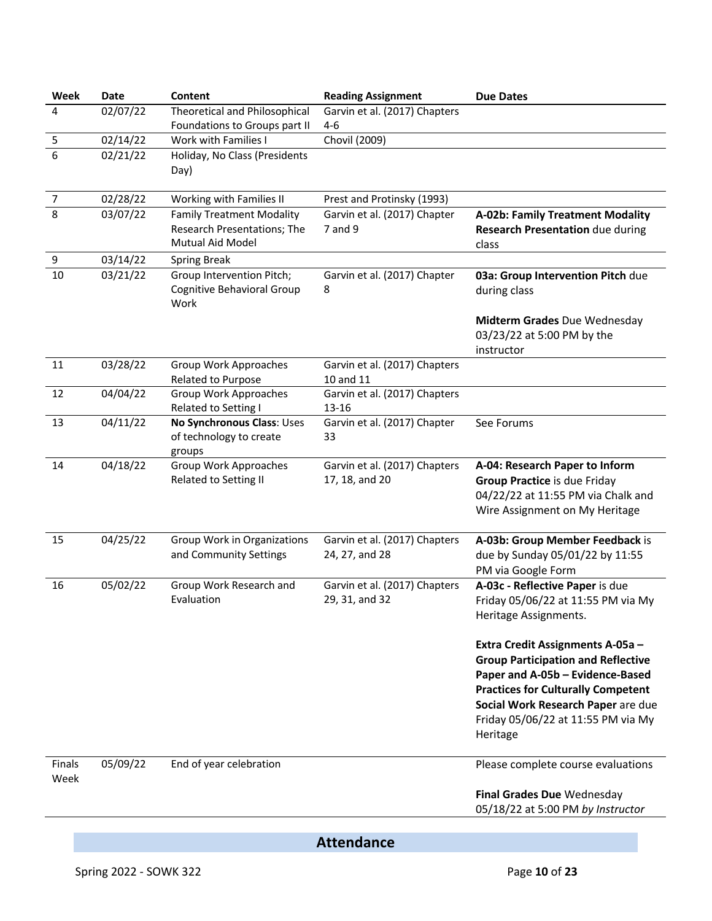| Week | Date | Content | Reading Assignment | Due Dates |
|---|---|---|---|---|
| 4 | 02/07/22 | Theoretical and Philosophical Foundations to Groups part II | Garvin et al. (2017) Chapters 4-6 | |
| 5 | 02/14/22 | Work with Families I | Chovil (2009) | |
| 6 | 02/21/22 | Holiday, No Class (Presidents Day) | | |
| 7 | 02/28/22 | Working with Families II | Prest and Protinsky (1993) | |
| 8 | 03/07/22 | Family Treatment Modality Research Presentations; The Mutual Aid Model | Garvin et al. (2017) Chapter 7 and 9 | **A-02b: Family Treatment Modality Research Presentation** due during class |
| 9 | 03/14/22 | Spring Break | | |
| 10 | 03/21/22 | Group Intervention Pitch; Cognitive Behavioral Group Work | Garvin et al. (2017) Chapter 8 | **03a: Group Intervention Pitch** due during class<br><br>**Midterm Grades** Due Wednesday 03/23/22 at 5:00 PM by the instructor |
| 11 | 03/28/22 | Group Work Approaches Related to Purpose | Garvin et al. (2017) Chapters 10 and 11 | |
| 12 | 04/04/22 | Group Work Approaches Related to Setting I | Garvin et al. (2017) Chapters 13-16 | |
| 13 | 04/11/22 | **No Synchronous Class**: Uses of technology to create groups | Garvin et al. (2017) Chapter 33 | See Forums |
| 14 | 04/18/22 | Group Work Approaches Related to Setting II | Garvin et al. (2017) Chapters 17, 18, and 20 | **A-04: Research Paper to Inform Group Practice** is due Friday 04/22/22 at 11:55 PM via Chalk and Wire Assignment on My Heritage |
| 15 | 04/25/22 | Group Work in Organizations and Community Settings | Garvin et al. (2017) Chapters 24, 27, and 28 | **A-03b: Group Member Feedback** is due by Sunday 05/01/22 by 11:55 PM via Google Form |
| 16 | 05/02/22 | Group Work Research and Evaluation | Garvin et al. (2017) Chapters 29, 31, and 32 | **A-03c - Reflective Paper** is due Friday 05/06/22 at 11:55 PM via My Heritage Assignments.<br><br>**Extra Credit Assignments A-05a – Group Participation and Reflective Paper and A-05b – Evidence-Based Practices for Culturally Competent Social Work Research Paper** are due Friday 05/06/22 at 11:55 PM via My Heritage |
| Finals Week | 05/09/22 | End of year celebration | | Please complete course evaluations<br><br>**Final Grades Due** Wednesday 05/18/22 at 5:00 PM *by Instructor* |

## Attendance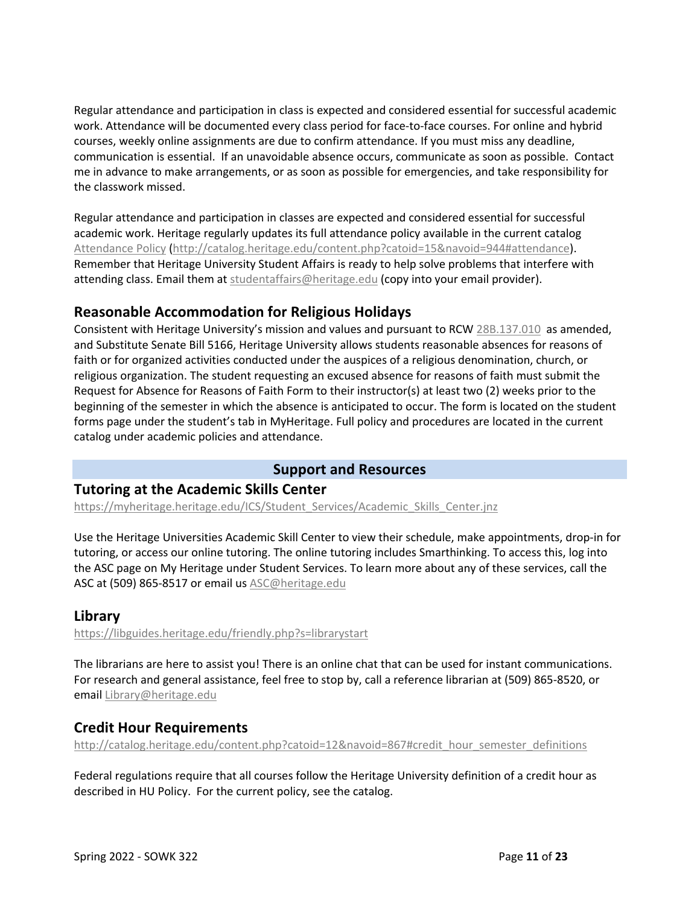Regular attendance and participation in class is expected and considered essential for successful academic work. Attendance will be documented every class period for face-to-face courses. For online and hybrid courses, weekly online assignments are due to confirm attendance. If you must miss any deadline, communication is essential. If an unavoidable absence occurs, communicate as soon as possible. Contact me in advance to make arrangements, or as soon as possible for emergencies, and take responsibility for the classwork missed.

Regular attendance and participation in classes are expected and considered essential for successful academic work. Heritage regularly updates its full attendance policy available in the current catalog Attendance Policy (http://catalog.heritage.edu/content.php?catoid=15&navoid=944#attendance). Remember that Heritage University Student Affairs is ready to help solve problems that interfere with attending class. Email them at studentaffairs@heritage.edu (copy into your email provider).

## Reasonable Accommodation for Religious Holidays

Consistent with Heritage University's mission and values and pursuant to RCW 28B.137.010 as amended, and Substitute Senate Bill 5166, Heritage University allows students reasonable absences for reasons of faith or for organized activities conducted under the auspices of a religious denomination, church, or religious organization. The student requesting an excused absence for reasons of faith must submit the Request for Absence for Reasons of Faith Form to their instructor(s) at least two (2) weeks prior to the beginning of the semester in which the absence is anticipated to occur. The form is located on the student forms page under the student's tab in MyHeritage. Full policy and procedures are located in the current catalog under academic policies and attendance.

# Support and Resources

## Tutoring at the Academic Skills Center

https://myheritage.heritage.edu/ICS/Student_Services/Academic_Skills_Center.jnz

Use the Heritage Universities Academic Skill Center to view their schedule, make appointments, drop-in for tutoring, or access our online tutoring. The online tutoring includes Smarthinking. To access this, log into the ASC page on My Heritage under Student Services. To learn more about any of these services, call the ASC at (509) 865-8517 or email us ASC@heritage.edu

## Library

https://libguides.heritage.edu/friendly.php?s=librarystart

The librarians are here to assist you! There is an online chat that can be used for instant communications. For research and general assistance, feel free to stop by, call a reference librarian at (509) 865-8520, or email Library@heritage.edu

## Credit Hour Requirements

http://catalog.heritage.edu/content.php?catoid=12&navoid=867#credit_hour_semester_definitions

Federal regulations require that all courses follow the Heritage University definition of a credit hour as described in HU Policy. For the current policy, see the catalog.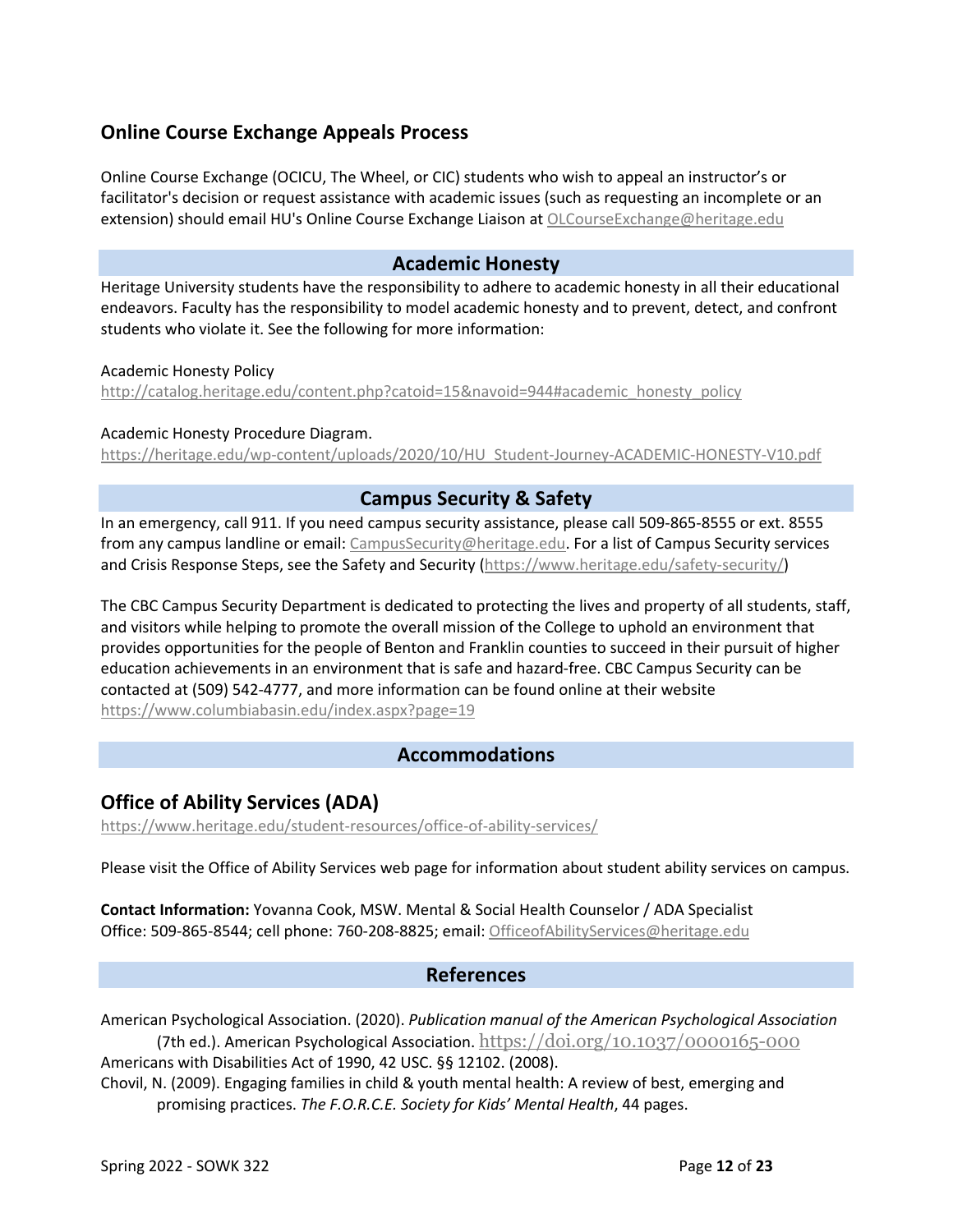## Online Course Exchange Appeals Process

Online Course Exchange (OCICU, The Wheel, or CIC) students who wish to appeal an instructor's or facilitator's decision or request assistance with academic issues (such as requesting an incomplete or an extension) should email HU's Online Course Exchange Liaison at OLCourseExchange@heritage.edu

## Academic Honesty

Heritage University students have the responsibility to adhere to academic honesty in all their educational endeavors. Faculty has the responsibility to model academic honesty and to prevent, detect, and confront students who violate it. See the following for more information:

Academic Honesty Policy
http://catalog.heritage.edu/content.php?catoid=15&navoid=944#academic_honesty_policy

Academic Honesty Procedure Diagram.
https://heritage.edu/wp-content/uploads/2020/10/HU_Student-Journey-ACADEMIC-HONESTY-V10.pdf

## Campus Security & Safety

In an emergency, call 911. If you need campus security assistance, please call 509-865-8555 or ext. 8555 from any campus landline or email: CampusSecurity@heritage.edu. For a list of Campus Security services and Crisis Response Steps, see the Safety and Security (https://www.heritage.edu/safety-security/)

The CBC Campus Security Department is dedicated to protecting the lives and property of all students, staff, and visitors while helping to promote the overall mission of the College to uphold an environment that provides opportunities for the people of Benton and Franklin counties to succeed in their pursuit of higher education achievements in an environment that is safe and hazard-free. CBC Campus Security can be contacted at (509) 542-4777, and more information can be found online at their website https://www.columbiabasin.edu/index.aspx?page=19

## Accommodations

### Office of Ability Services (ADA)

https://www.heritage.edu/student-resources/office-of-ability-services/

Please visit the Office of Ability Services web page for information about student ability services on campus.

**Contact Information:** Yovanna Cook, MSW. Mental & Social Health Counselor / ADA Specialist
Office: 509-865-8544; cell phone: 760-208-8825; email: OfficeofAbilityServices@heritage.edu

## References

American Psychological Association. (2020). *Publication manual of the American Psychological Association* (7th ed.). American Psychological Association. https://doi.org/10.1037/0000165-000

Americans with Disabilities Act of 1990, 42 USC. §§ 12102. (2008).

Chovil, N. (2009). Engaging families in child & youth mental health: A review of best, emerging and promising practices. *The F.O.R.C.E. Society for Kids' Mental Health*, 44 pages.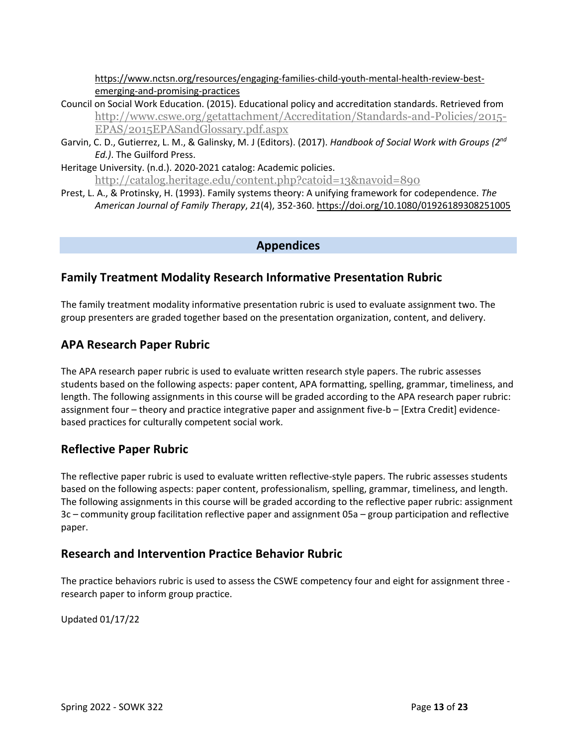https://www.nctsn.org/resources/engaging-families-child-youth-mental-health-review-best-emerging-and-promising-practices

Council on Social Work Education. (2015). Educational policy and accreditation standards. Retrieved from http://www.cswe.org/getattachment/Accreditation/Standards-and-Policies/2015-EPAS/2015EPASandGlossary.pdf.aspx

Garvin, C. D., Gutierrez, L. M., & Galinsky, M. J (Editors). (2017). *Handbook of Social Work with Groups (2nd Ed.)*. The Guilford Press.

Heritage University. (n.d.). 2020-2021 catalog: Academic policies. http://catalog.heritage.edu/content.php?catoid=13&navoid=890

Prest, L. A., & Protinsky, H. (1993). Family systems theory: A unifying framework for codependence. *The American Journal of Family Therapy*, *21*(4), 352-360. https://doi.org/10.1080/01926189308251005

# Appendices

## Family Treatment Modality Research Informative Presentation Rubric

The family treatment modality informative presentation rubric is used to evaluate assignment two. The group presenters are graded together based on the presentation organization, content, and delivery.

## APA Research Paper Rubric

The APA research paper rubric is used to evaluate written research style papers. The rubric assesses students based on the following aspects: paper content, APA formatting, spelling, grammar, timeliness, and length. The following assignments in this course will be graded according to the APA research paper rubric: assignment four – theory and practice integrative paper and assignment five-b – [Extra Credit] evidence-based practices for culturally competent social work.

## Reflective Paper Rubric

The reflective paper rubric is used to evaluate written reflective-style papers. The rubric assesses students based on the following aspects: paper content, professionalism, spelling, grammar, timeliness, and length. The following assignments in this course will be graded according to the reflective paper rubric: assignment 3c – community group facilitation reflective paper and assignment 05a – group participation and reflective paper.

## Research and Intervention Practice Behavior Rubric

The practice behaviors rubric is used to assess the CSWE competency four and eight for assignment three - research paper to inform group practice.

Updated 01/17/22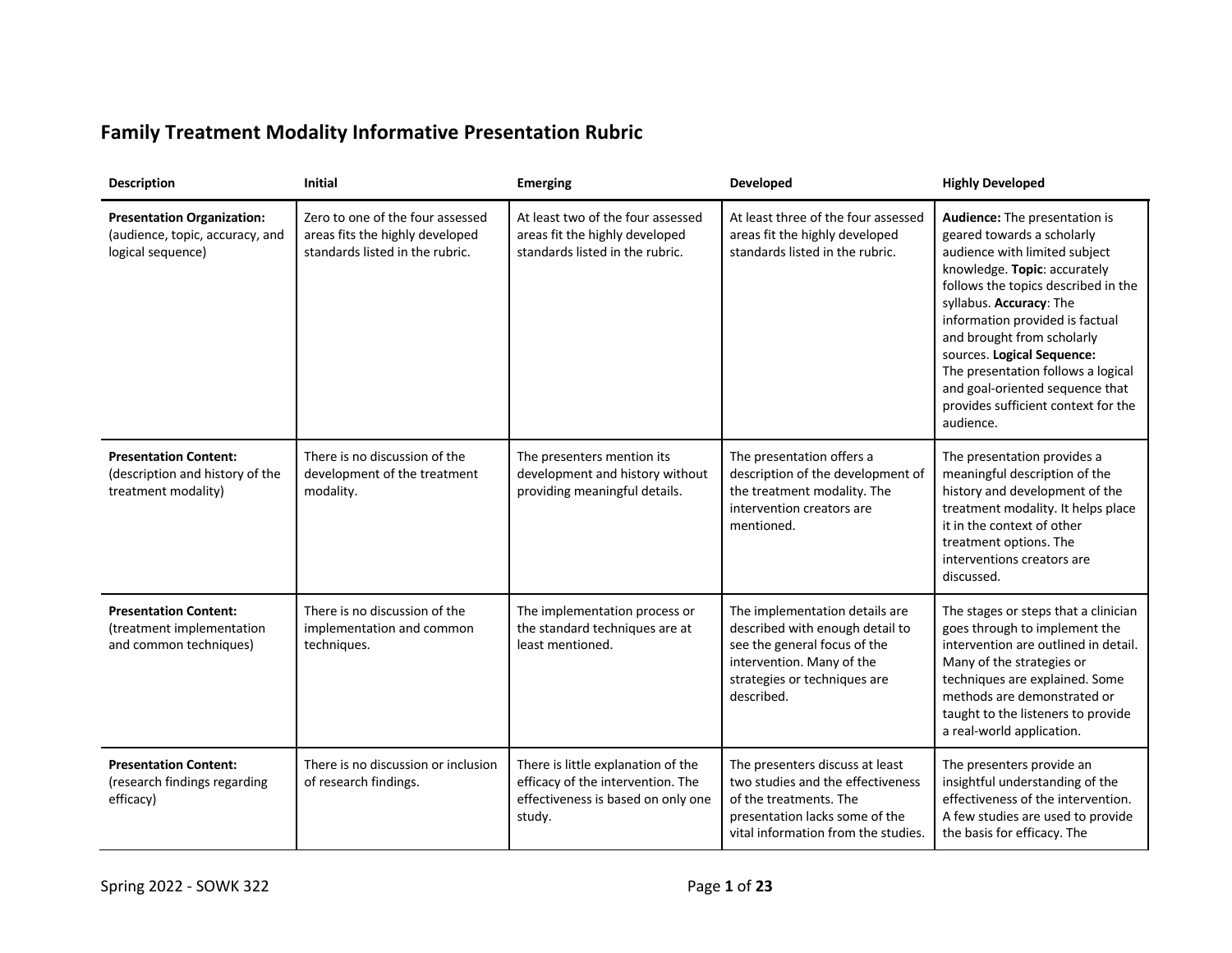## Family Treatment Modality Informative Presentation Rubric

| Description | Initial | Emerging | Developed | Highly Developed |
|---|---|---|---|---|
| **Presentation Organization:** (audience, topic, accuracy, and logical sequence) | Zero to one of the four assessed areas fits the highly developed standards listed in the rubric. | At least two of the four assessed areas fit the highly developed standards listed in the rubric. | At least three of the four assessed areas fit the highly developed standards listed in the rubric. | **Audience:** The presentation is geared towards a scholarly audience with limited subject knowledge. **Topic**: accurately follows the topics described in the syllabus. **Accuracy**: The information provided is factual and brought from scholarly sources. **Logical Sequence:** The presentation follows a logical and goal-oriented sequence that provides sufficient context for the audience. |
| **Presentation Content:** (description and history of the treatment modality) | There is no discussion of the development of the treatment modality. | The presenters mention its development and history without providing meaningful details. | The presentation offers a description of the development of the treatment modality. The intervention creators are mentioned. | The presentation provides a meaningful description of the history and development of the treatment modality. It helps place it in the context of other treatment options. The interventions creators are discussed. |
| **Presentation Content:** (treatment implementation and common techniques) | There is no discussion of the implementation and common techniques. | The implementation process or the standard techniques are at least mentioned. | The implementation details are described with enough detail to see the general focus of the intervention. Many of the strategies or techniques are described. | The stages or steps that a clinician goes through to implement the intervention are outlined in detail. Many of the strategies or techniques are explained. Some methods are demonstrated or taught to the listeners to provide a real-world application. |
| **Presentation Content:** (research findings regarding efficacy) | There is no discussion or inclusion of research findings. | There is little explanation of the efficacy of the intervention. The effectiveness is based on only one study. | The presenters discuss at least two studies and the effectiveness of the treatments. The presentation lacks some of the vital information from the studies. | The presenters provide an insightful understanding of the effectiveness of the intervention. A few studies are used to provide the basis for efficacy. The |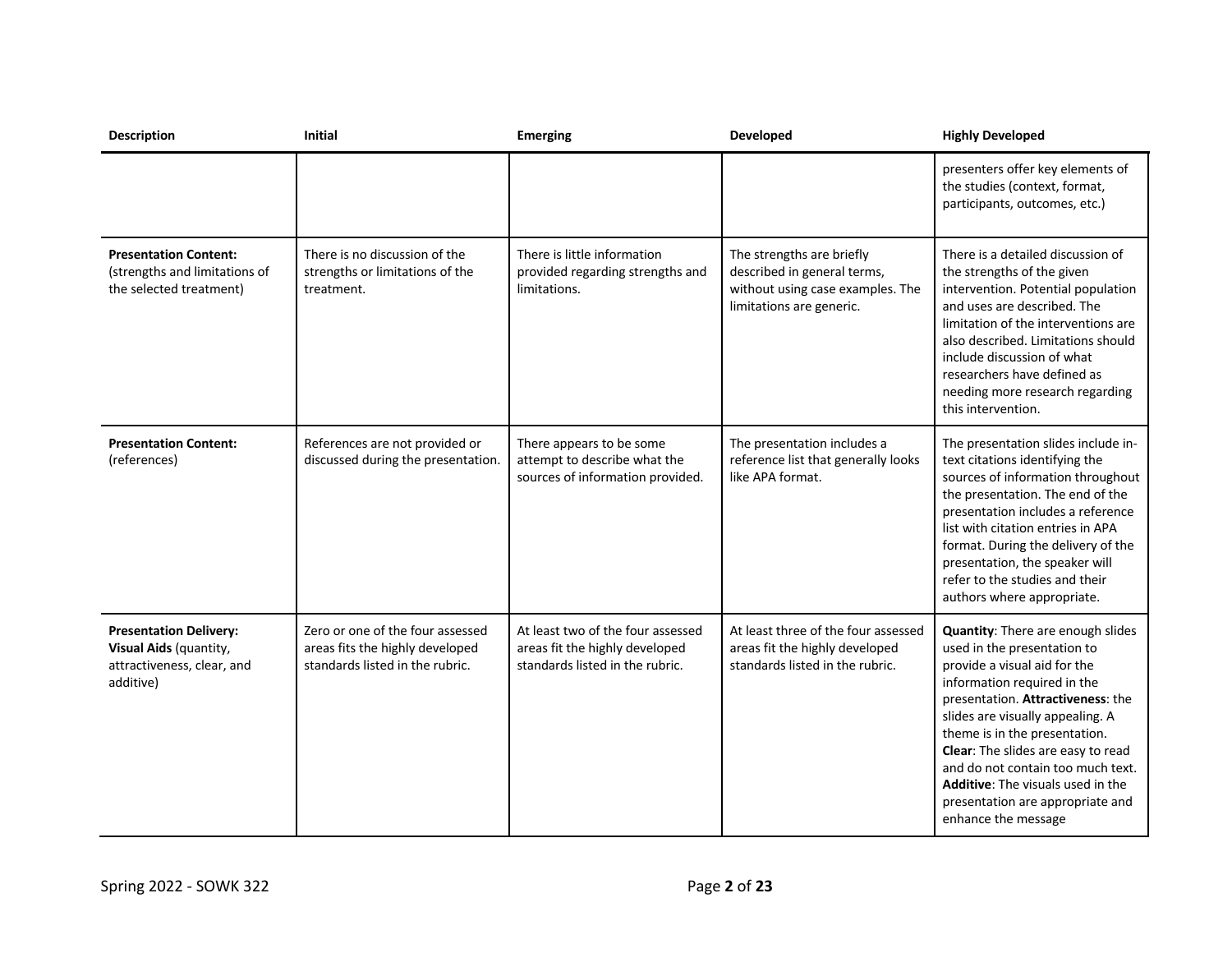| Description | Initial | Emerging | Developed | Highly Developed |
|---|---|---|---|---|
| | | | | presenters offer key elements of the studies (context, format, participants, outcomes, etc.) |
| **Presentation Content:** (strengths and limitations of the selected treatment) | There is no discussion of the strengths or limitations of the treatment. | There is little information provided regarding strengths and limitations. | The strengths are briefly described in general terms, without using case examples. The limitations are generic. | There is a detailed discussion of the strengths of the given intervention. Potential population and uses are described. The limitation of the interventions are also described. Limitations should include discussion of what researchers have defined as needing more research regarding this intervention. |
| **Presentation Content:** (references) | References are not provided or discussed during the presentation. | There appears to be some attempt to describe what the sources of information provided. | The presentation includes a reference list that generally looks like APA format. | The presentation slides include in-text citations identifying the sources of information throughout the presentation. The end of the presentation includes a reference list with citation entries in APA format. During the delivery of the presentation, the speaker will refer to the studies and their authors where appropriate. |
| **Presentation Delivery: Visual Aids** (quantity, attractiveness, clear, and additive) | Zero or one of the four assessed areas fits the highly developed standards listed in the rubric. | At least two of the four assessed areas fit the highly developed standards listed in the rubric. | At least three of the four assessed areas fit the highly developed standards listed in the rubric. | **Quantity**: There are enough slides used in the presentation to provide a visual aid for the information required in the presentation. **Attractiveness**: the slides are visually appealing. A theme is in the presentation. **Clear**: The slides are easy to read and do not contain too much text. **Additive**: The visuals used in the presentation are appropriate and enhance the message |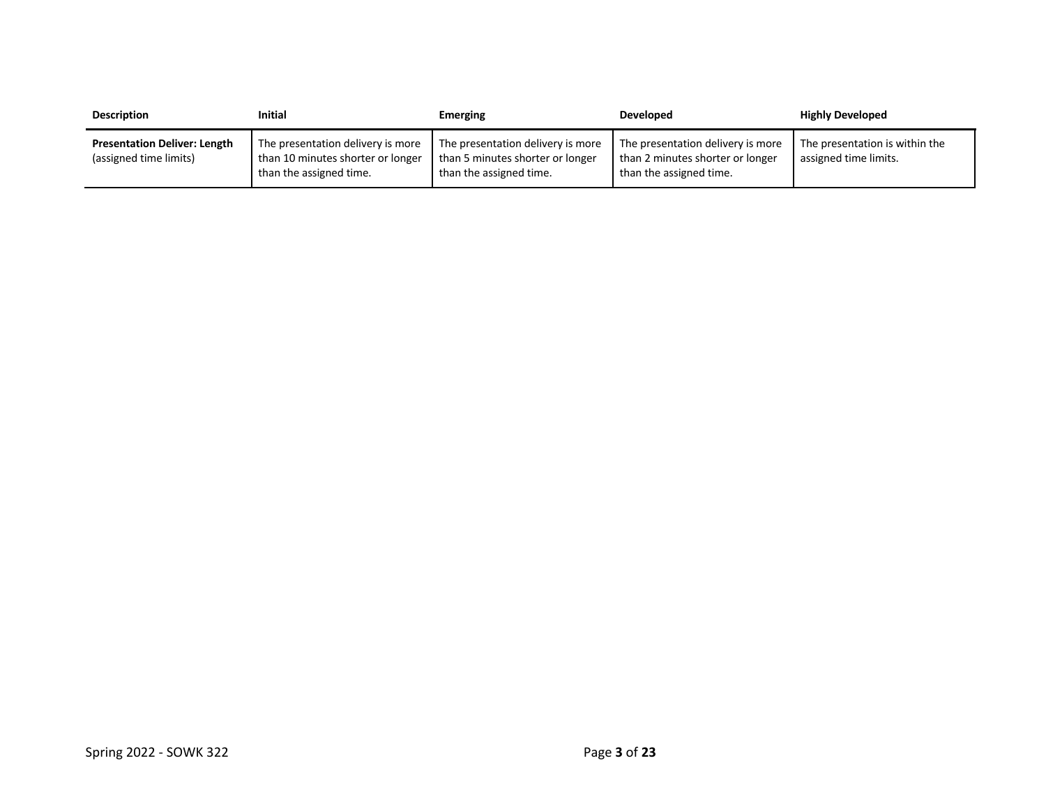| Description | Initial | Emerging | Developed | Highly Developed |
| --- | --- | --- | --- | --- |
| **Presentation Deliver: Length** (assigned time limits) | The presentation delivery is more than 10 minutes shorter or longer than the assigned time. | The presentation delivery is more than 5 minutes shorter or longer than the assigned time. | The presentation delivery is more than 2 minutes shorter or longer than the assigned time. | The presentation is within the assigned time limits. |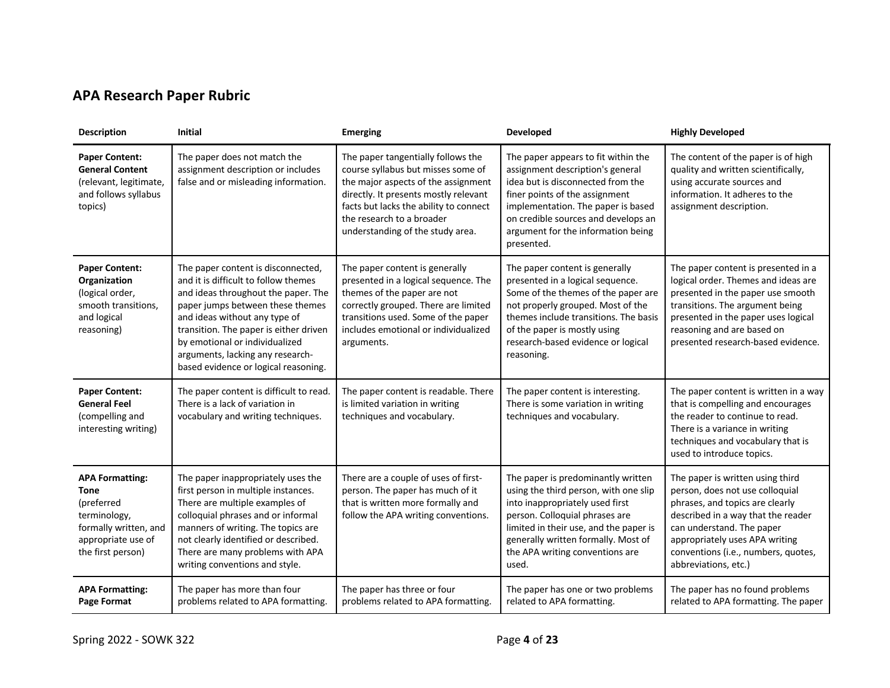## APA Research Paper Rubric

| Description | Initial | Emerging | Developed | Highly Developed |
|---|---|---|---|---|
| **Paper Content: General Content** (relevant, legitimate, and follows syllabus topics) | The paper does not match the assignment description or includes false and or misleading information. | The paper tangentially follows the course syllabus but misses some of the major aspects of the assignment directly. It presents mostly relevant facts but lacks the ability to connect the research to a broader understanding of the study area. | The paper appears to fit within the assignment description's general idea but is disconnected from the finer points of the assignment implementation. The paper is based on credible sources and develops an argument for the information being presented. | The content of the paper is of high quality and written scientifically, using accurate sources and information. It adheres to the assignment description. |
| **Paper Content: Organization** (logical order, smooth transitions, and logical reasoning) | The paper content is disconnected, and it is difficult to follow themes and ideas throughout the paper. The paper jumps between these themes and ideas without any type of transition. The paper is either driven by emotional or individualized arguments, lacking any research-based evidence or logical reasoning. | The paper content is generally presented in a logical sequence. The themes of the paper are not correctly grouped. There are limited transitions used. Some of the paper includes emotional or individualized arguments. | The paper content is generally presented in a logical sequence. Some of the themes of the paper are not properly grouped. Most of the themes include transitions. The basis of the paper is mostly using research-based evidence or logical reasoning. | The paper content is presented in a logical order. Themes and ideas are presented in the paper use smooth transitions. The argument being presented in the paper uses logical reasoning and are based on presented research-based evidence. |
| **Paper Content: General Feel** (compelling and interesting writing) | The paper content is difficult to read. There is a lack of variation in vocabulary and writing techniques. | The paper content is readable. There is limited variation in writing techniques and vocabulary. | The paper content is interesting. There is some variation in writing techniques and vocabulary. | The paper content is written in a way that is compelling and encourages the reader to continue to read. There is a variance in writing techniques and vocabulary that is used to introduce topics. |
| **APA Formatting: Tone** (preferred terminology, formally written, and appropriate use of the first person) | The paper inappropriately uses the first person in multiple instances. There are multiple examples of colloquial phrases and or informal manners of writing. The topics are not clearly identified or described. There are many problems with APA writing conventions and style. | There are a couple of uses of first-person. The paper has much of it that is written more formally and follow the APA writing conventions. | The paper is predominantly written using the third person, with one slip into inappropriately used first person. Colloquial phrases are limited in their use, and the paper is generally written formally. Most of the APA writing conventions are used. | The paper is written using third person, does not use colloquial phrases, and topics are clearly described in a way that the reader can understand. The paper appropriately uses APA writing conventions (i.e., numbers, quotes, abbreviations, etc.) |
| **APA Formatting: Page Format** | The paper has more than four problems related to APA formatting. | The paper has three or four problems related to APA formatting. | The paper has one or two problems related to APA formatting. | The paper has no found problems related to APA formatting. The paper |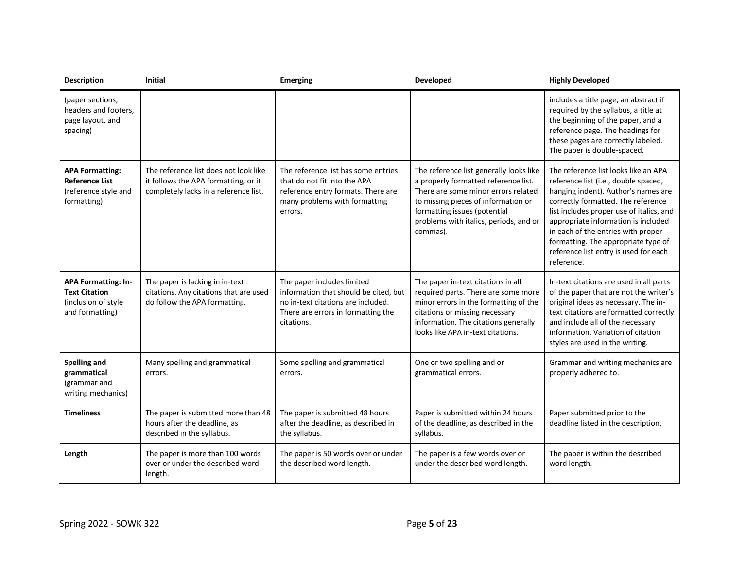| Description | Initial | Emerging | Developed | Highly Developed |
|---|---|---|---|---|
| (paper sections, headers and footers, page layout, and spacing) | | | | includes a title page, an abstract if required by the syllabus, a title at the beginning of the paper, and a reference page. The headings for these pages are correctly labeled. The paper is double-spaced. |
| **APA Formatting: Reference List** (reference style and formatting) | The reference list does not look like it follows the APA formatting, or it completely lacks in a reference list. | The reference list has some entries that do not fit into the APA reference entry formats. There are many problems with formatting errors. | The reference list generally looks like a properly formatted reference list. There are some minor errors related to missing pieces of information or formatting issues (potential problems with italics, periods, and or commas). | The reference list looks like an APA reference list (i.e., double spaced, hanging indent). Author's names are correctly formatted. The reference list includes proper use of italics, and appropriate information is included in each of the entries with proper formatting. The appropriate type of reference list entry is used for each reference. |
| **APA Formatting: In-Text Citation** (inclusion of style and formatting) | The paper is lacking in in-text citations. Any citations that are used do follow the APA formatting. | The paper includes limited information that should be cited, but no in-text citations are included. There are errors in formatting the citations. | The paper in-text citations in all required parts. There are some more minor errors in the formatting of the citations or missing necessary information. The citations generally looks like APA in-text citations. | In-text citations are used in all parts of the paper that are not the writer's original ideas as necessary. The in-text citations are formatted correctly and include all of the necessary information. Variation of citation styles are used in the writing. |
| **Spelling and grammatical** (grammar and writing mechanics) | Many spelling and grammatical errors. | Some spelling and grammatical errors. | One or two spelling and or grammatical errors. | Grammar and writing mechanics are properly adhered to. |
| **Timeliness** | The paper is submitted more than 48 hours after the deadline, as described in the syllabus. | The paper is submitted 48 hours after the deadline, as described in the syllabus. | Paper is submitted within 24 hours of the deadline, as described in the syllabus. | Paper submitted prior to the deadline listed in the description. |
| **Length** | The paper is more than 100 words over or under the described word length. | The paper is 50 words over or under the described word length. | The paper is a few words over or under the described word length. | The paper is within the described word length. |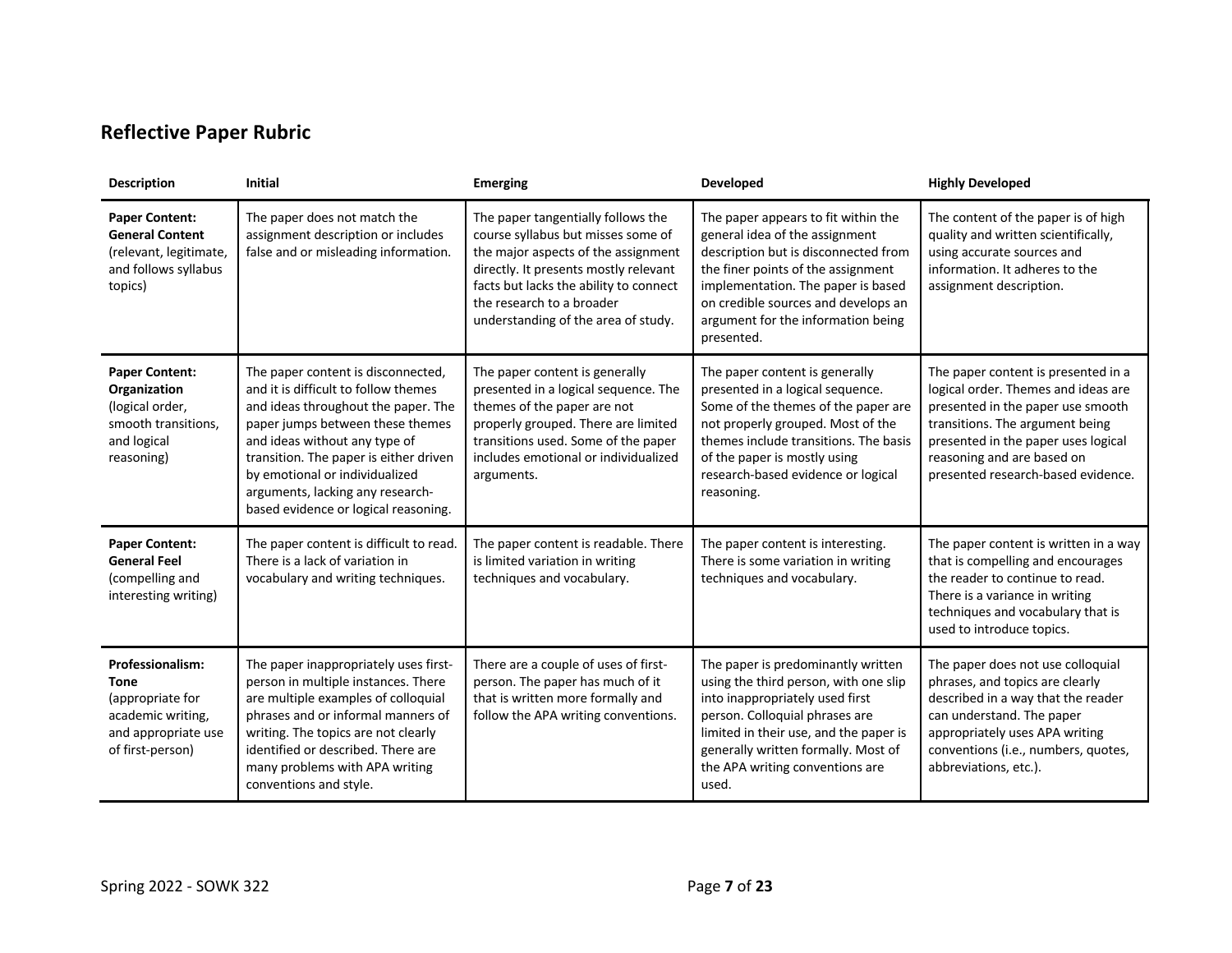## Reflective Paper Rubric

| Description | Initial | Emerging | Developed | Highly Developed |
|---|---|---|---|---|
| **Paper Content: General Content** (relevant, legitimate, and follows syllabus topics) | The paper does not match the assignment description or includes false and or misleading information. | The paper tangentially follows the course syllabus but misses some of the major aspects of the assignment directly. It presents mostly relevant facts but lacks the ability to connect the research to a broader understanding of the area of study. | The paper appears to fit within the general idea of the assignment description but is disconnected from the finer points of the assignment implementation. The paper is based on credible sources and develops an argument for the information being presented. | The content of the paper is of high quality and written scientifically, using accurate sources and information. It adheres to the assignment description. |
| **Paper Content: Organization** (logical order, smooth transitions, and logical reasoning) | The paper content is disconnected, and it is difficult to follow themes and ideas throughout the paper. The paper jumps between these themes and ideas without any type of transition. The paper is either driven by emotional or individualized arguments, lacking any research-based evidence or logical reasoning. | The paper content is generally presented in a logical sequence. The themes of the paper are not properly grouped. There are limited transitions used. Some of the paper includes emotional or individualized arguments. | The paper content is generally presented in a logical sequence. Some of the themes of the paper are not properly grouped. Most of the themes include transitions. The basis of the paper is mostly using research-based evidence or logical reasoning. | The paper content is presented in a logical order. Themes and ideas are presented in the paper use smooth transitions. The argument being presented in the paper uses logical reasoning and are based on presented research-based evidence. |
| **Paper Content: General Feel** (compelling and interesting writing) | The paper content is difficult to read. There is a lack of variation in vocabulary and writing techniques. | The paper content is readable. There is limited variation in writing techniques and vocabulary. | The paper content is interesting. There is some variation in writing techniques and vocabulary. | The paper content is written in a way that is compelling and encourages the reader to continue to read. There is a variance in writing techniques and vocabulary that is used to introduce topics. |
| **Professionalism: Tone** (appropriate for academic writing, and appropriate use of first-person) | The paper inappropriately uses first-person in multiple instances. There are multiple examples of colloquial phrases and or informal manners of writing. The topics are not clearly identified or described. There are many problems with APA writing conventions and style. | There are a couple of uses of first-person. The paper has much of it that is written more formally and follow the APA writing conventions. | The paper is predominantly written using the third person, with one slip into inappropriately used first person. Colloquial phrases are limited in their use, and the paper is generally written formally. Most of the APA writing conventions are used. | The paper does not use colloquial phrases, and topics are clearly described in a way that the reader can understand. The paper appropriately uses APA writing conventions (i.e., numbers, quotes, abbreviations, etc.). |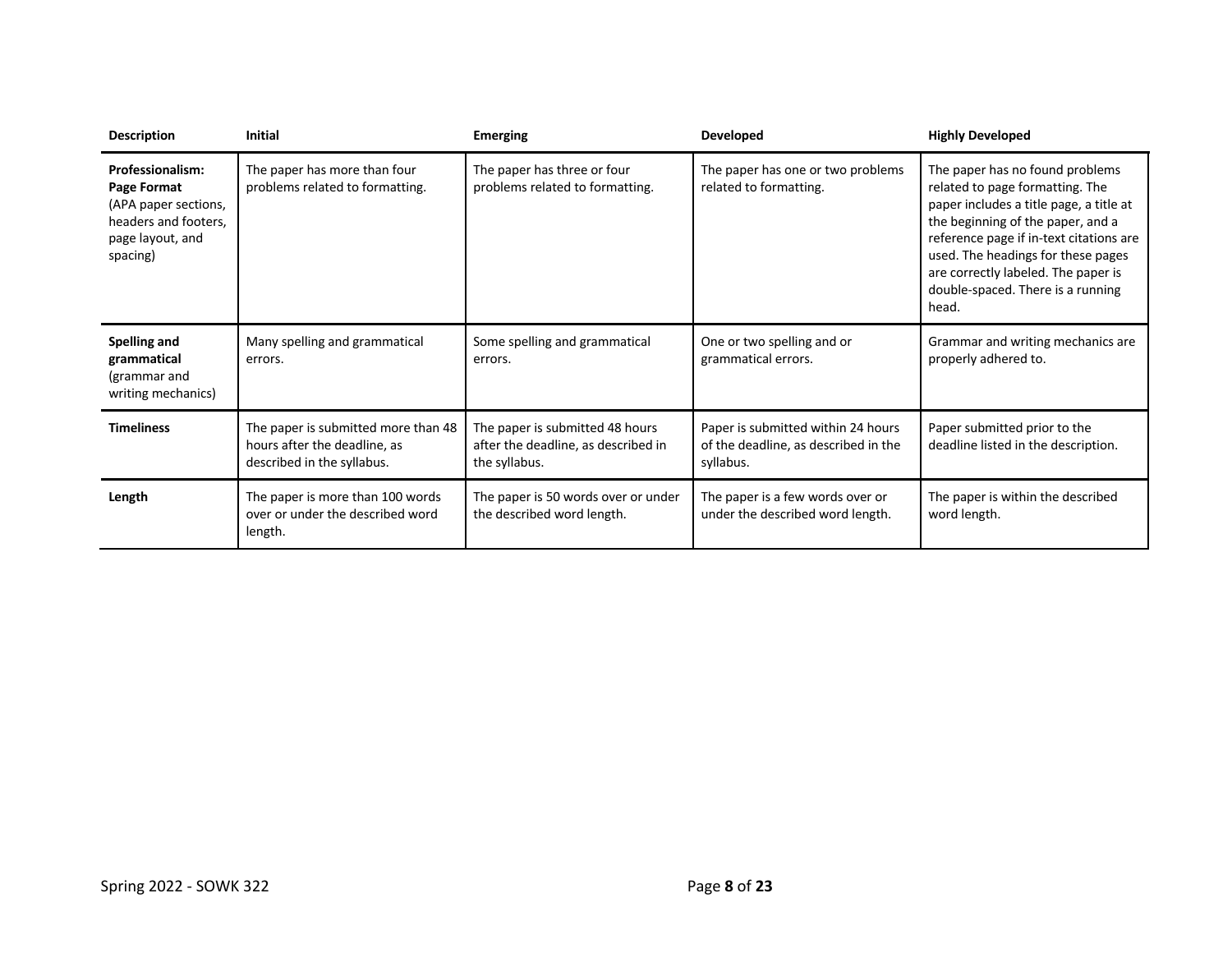| Description | Initial | Emerging | Developed | Highly Developed |
|---|---|---|---|---|
| **Professionalism: Page Format** (APA paper sections, headers and footers, page layout, and spacing) | The paper has more than four problems related to formatting. | The paper has three or four problems related to formatting. | The paper has one or two problems related to formatting. | The paper has no found problems related to page formatting. The paper includes a title page, a title at the beginning of the paper, and a reference page if in-text citations are used. The headings for these pages are correctly labeled. The paper is double-spaced. There is a running head. |
| **Spelling and grammatical** (grammar and writing mechanics) | Many spelling and grammatical errors. | Some spelling and grammatical errors. | One or two spelling and or grammatical errors. | Grammar and writing mechanics are properly adhered to. |
| **Timeliness** | The paper is submitted more than 48 hours after the deadline, as described in the syllabus. | The paper is submitted 48 hours after the deadline, as described in the syllabus. | Paper is submitted within 24 hours of the deadline, as described in the syllabus. | Paper submitted prior to the deadline listed in the description. |
| **Length** | The paper is more than 100 words over or under the described word length. | The paper is 50 words over or under the described word length. | The paper is a few words over or under the described word length. | The paper is within the described word length. |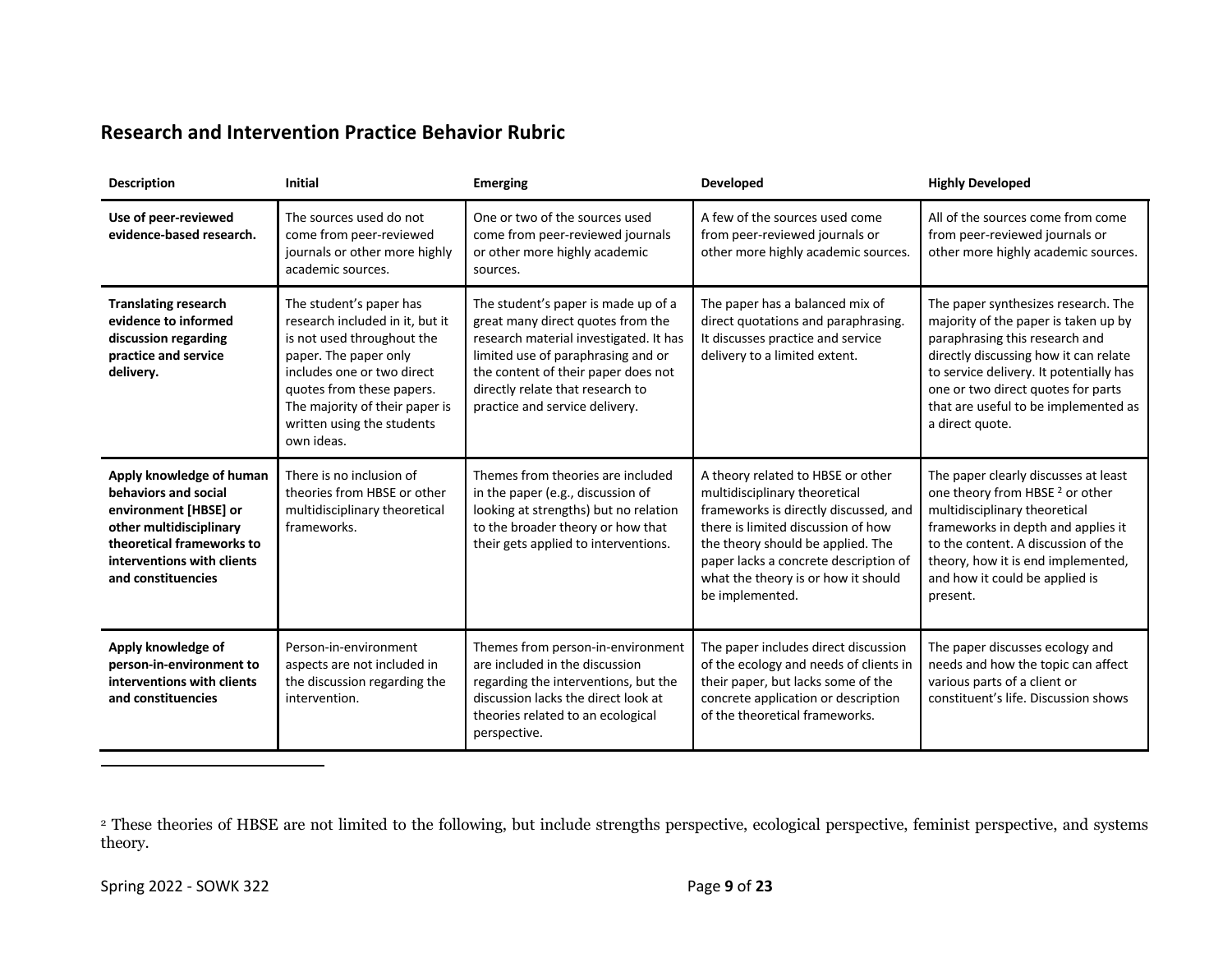## Research and Intervention Practice Behavior Rubric

| Description | Initial | Emerging | Developed | Highly Developed |
|---|---|---|---|---|
| **Use of peer-reviewed evidence-based research.** | The sources used do not come from peer-reviewed journals or other more highly academic sources. | One or two of the sources used come from peer-reviewed journals or other more highly academic sources. | A few of the sources used come from peer-reviewed journals or other more highly academic sources. | All of the sources come from come from peer-reviewed journals or other more highly academic sources. |
| **Translating research evidence to informed discussion regarding practice and service delivery.** | The student's paper has research included in it, but it is not used throughout the paper. The paper only includes one or two direct quotes from these papers. The majority of their paper is written using the students own ideas. | The student's paper is made up of a great many direct quotes from the research material investigated. It has limited use of paraphrasing and or the content of their paper does not directly relate that research to practice and service delivery. | The paper has a balanced mix of direct quotations and paraphrasing. It discusses practice and service delivery to a limited extent. | The paper synthesizes research. The majority of the paper is taken up by paraphrasing this research and directly discussing how it can relate to service delivery. It potentially has one or two direct quotes for parts that are useful to be implemented as a direct quote. |
| **Apply knowledge of human behaviors and social environment [HBSE] or other multidisciplinary theoretical frameworks to interventions with clients and constituencies** | There is no inclusion of theories from HBSE or other multidisciplinary theoretical frameworks. | Themes from theories are included in the paper (e.g., discussion of looking at strengths) but no relation to the broader theory or how that their gets applied to interventions. | A theory related to HBSE or other multidisciplinary theoretical frameworks is directly discussed, and there is limited discussion of how the theory should be applied. The paper lacks a concrete description of what the theory is or how it should be implemented. | The paper clearly discusses at least one theory from HBSE [2] or other multidisciplinary theoretical frameworks in depth and applies it to the content. A discussion of the theory, how it is end implemented, and how it could be applied is present. |
| **Apply knowledge of person-in-environment to interventions with clients and constituencies** | Person-in-environment aspects are not included in the discussion regarding the intervention. | Themes from person-in-environment are included in the discussion regarding the interventions, but the discussion lacks the direct look at theories related to an ecological perspective. | The paper includes direct discussion of the ecology and needs of clients in their paper, but lacks some of the concrete application or description of the theoretical frameworks. | The paper discusses ecology and needs and how the topic can affect various parts of a client or constituent's life. Discussion shows |

[2] These theories of HBSE are not limited to the following, but include strengths perspective, ecological perspective, feminist perspective, and systems theory.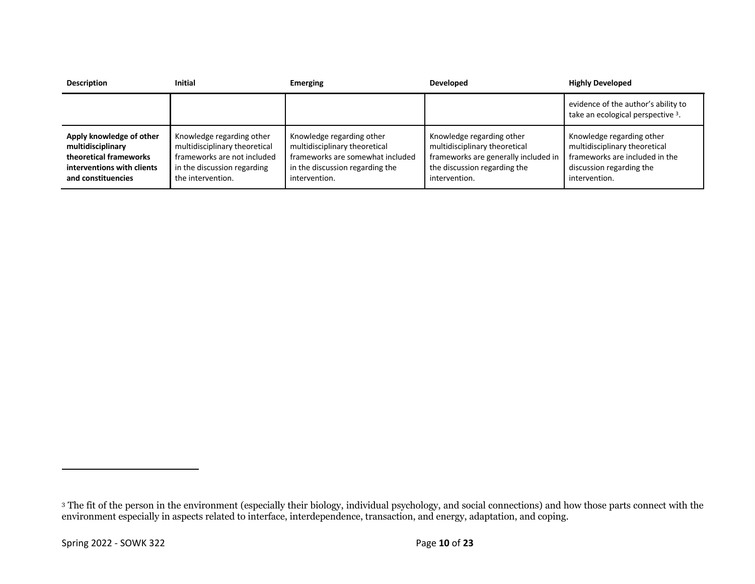| Description | Initial | Emerging | Developed | Highly Developed |
|---|---|---|---|---|
| | | | | evidence of the author's ability to take an ecological perspective [3]. |
| **Apply knowledge of other multidisciplinary theoretical frameworks interventions with clients and constituencies** | Knowledge regarding other multidisciplinary theoretical frameworks are not included in the discussion regarding the intervention. | Knowledge regarding other multidisciplinary theoretical frameworks are somewhat included in the discussion regarding the intervention. | Knowledge regarding other multidisciplinary theoretical frameworks are generally included in the discussion regarding the intervention. | Knowledge regarding other multidisciplinary theoretical frameworks are included in the discussion regarding the intervention. |

[3] The fit of the person in the environment (especially their biology, individual psychology, and social connections) and how those parts connect with the environment especially in aspects related to interface, interdependence, transaction, and energy, adaptation, and coping.